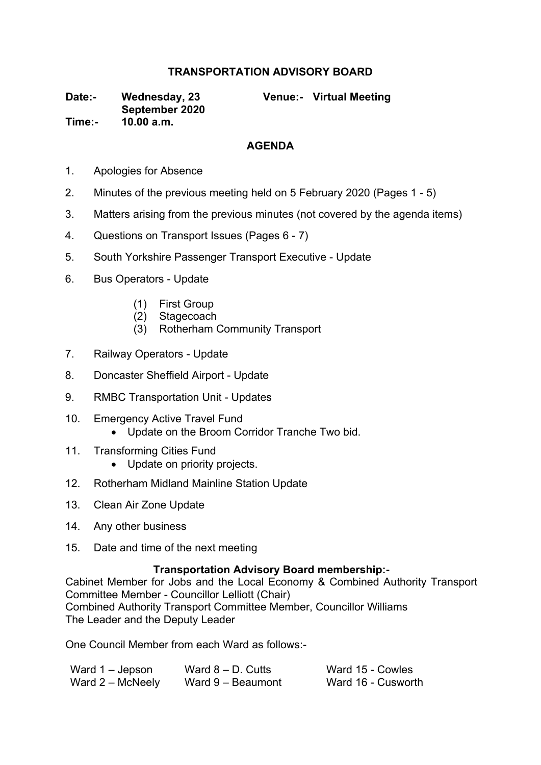# TRANSPORTATION ADVISORY BOARD

**Date:-** **Wednesday, 23 September 2020**
**Time:-** **10.00 a.m.**
**Venue:-** **Virtual Meeting**

## AGENDA

1. Apologies for Absence
2. Minutes of the previous meeting held on 5 February 2020 (Pages 1 - 5)
3. Matters arising from the previous minutes (not covered by the agenda items)
4. Questions on Transport Issues (Pages 6 - 7)
5. South Yorkshire Passenger Transport Executive - Update
6. Bus Operators - Update
   (1) First Group
   (2) Stagecoach
   (3) Rotherham Community Transport
7. Railway Operators - Update
8. Doncaster Sheffield Airport - Update
9. RMBC Transportation Unit - Updates
10. Emergency Active Travel Fund
    - Update on the Broom Corridor Tranche Two bid.
11. Transforming Cities Fund
    - Update on priority projects.
12. Rotherham Midland Mainline Station Update
13. Clean Air Zone Update
14. Any other business
15. Date and time of the next meeting

### Transportation Advisory Board membership:-

Cabinet Member for Jobs and the Local Economy & Combined Authority Transport Committee Member - Councillor Lelliott (Chair)
Combined Authority Transport Committee Member, Councillor Williams
The Leader and the Deputy Leader

One Council Member from each Ward as follows:-

| | | |
|---|---|---|
| Ward 1 – Jepson | Ward 8 – D. Cutts | Ward 15 - Cowles |
| Ward 2 – McNeely | Ward 9 – Beaumont | Ward 16 - Cusworth |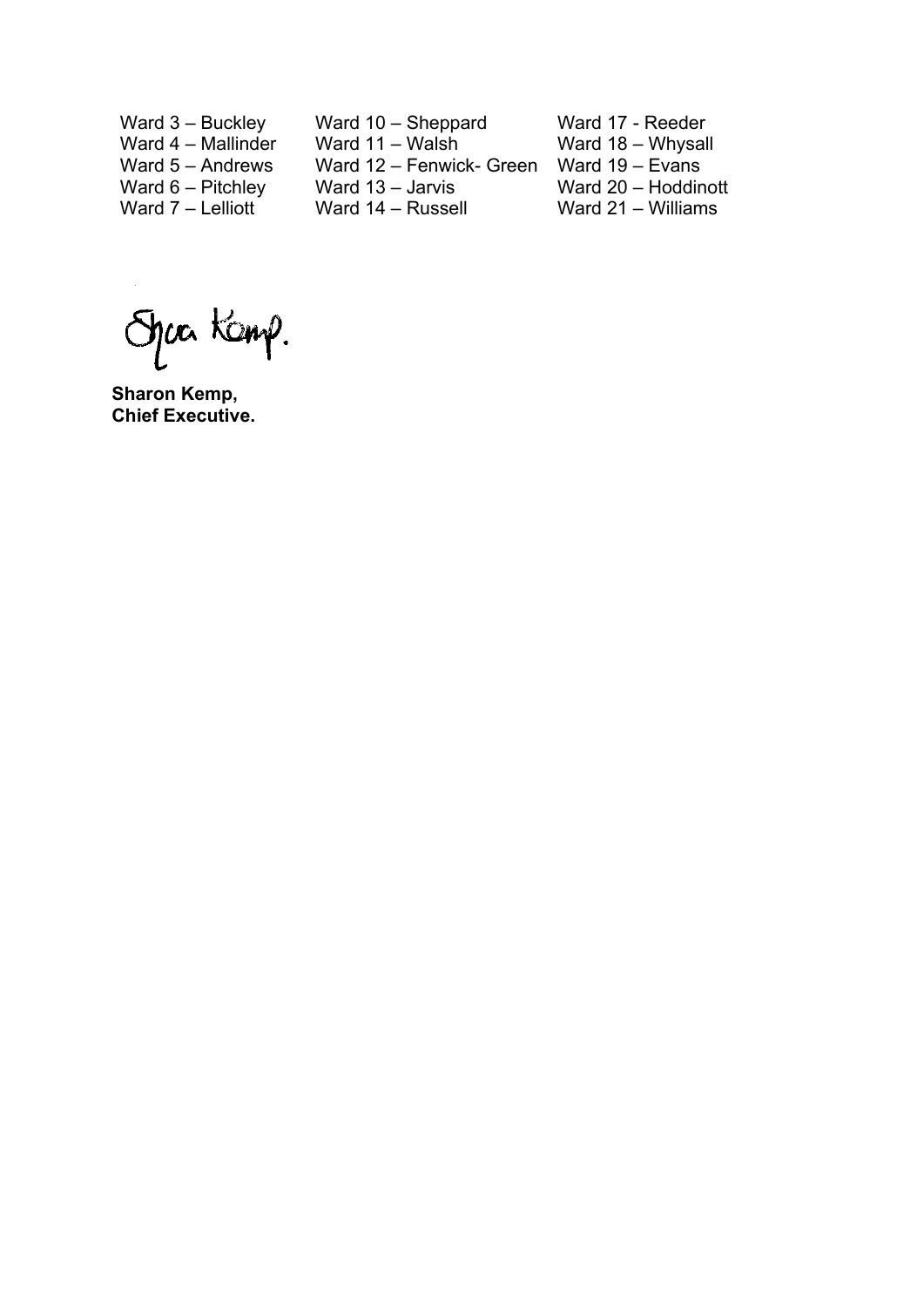| | | |
|---|---|---|
| Ward 3 – Buckley | Ward 10 – Sheppard | Ward 17 - Reeder |
| Ward 4 – Mallinder | Ward 11 – Walsh | Ward 18 – Whysall |
| Ward 5 – Andrews | Ward 12 – Fenwick- Green | Ward 19 – Evans |
| Ward 6 – Pitchley | Ward 13 – Jarvis | Ward 20 – Hoddinott |
| Ward 7 – Lelliott | Ward 14 – Russell | Ward 21 – Williams |

Sharon Kemp.

**Sharon Kemp,**
**Chief Executive.**